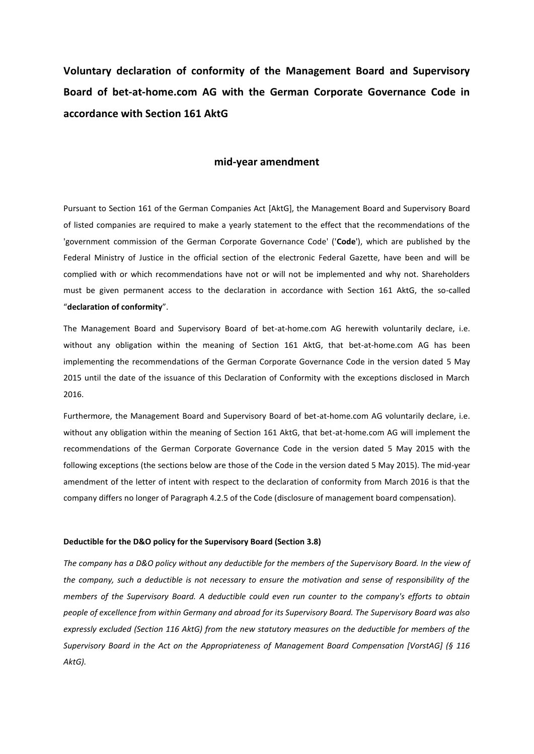# Voluntary declaration of conformity of the Management Board and Supervisory Board of bet-at-home.com AG with the German Corporate Governance Code in accordance with Section 161 AktG

## mid-year amendment

Pursuant to Section 161 of the German Companies Act [AktG], the Management Board and Supervisory Board of listed companies are required to make a yearly statement to the effect that the recommendations of the 'government commission of the German Corporate Governance Code' ('**Code**'), which are published by the Federal Ministry of Justice in the official section of the electronic Federal Gazette, have been and will be complied with or which recommendations have not or will not be implemented and why not. Shareholders must be given permanent access to the declaration in accordance with Section 161 AktG, the so-called "**declaration of conformity**".

The Management Board and Supervisory Board of bet-at-home.com AG herewith voluntarily declare, i.e. without any obligation within the meaning of Section 161 AktG, that bet-at-home.com AG has been implementing the recommendations of the German Corporate Governance Code in the version dated 5 May 2015 until the date of the issuance of this Declaration of Conformity with the exceptions disclosed in March 2016.

Furthermore, the Management Board and Supervisory Board of bet-at-home.com AG voluntarily declare, i.e. without any obligation within the meaning of Section 161 AktG, that bet-at-home.com AG will implement the recommendations of the German Corporate Governance Code in the version dated 5 May 2015 with the following exceptions (the sections below are those of the Code in the version dated 5 May 2015). The mid-year amendment of the letter of intent with respect to the declaration of conformity from March 2016 is that the company differs no longer of Paragraph 4.2.5 of the Code (disclosure of management board compensation).

**Deductible for the D&O policy for the Supervisory Board (Section 3.8)**

*The company has a D&O policy without any deductible for the members of the Supervisory Board. In the view of the company, such a deductible is not necessary to ensure the motivation and sense of responsibility of the members of the Supervisory Board. A deductible could even run counter to the company's efforts to obtain people of excellence from within Germany and abroad for its Supervisory Board. The Supervisory Board was also expressly excluded (Section 116 AktG) from the new statutory measures on the deductible for members of the Supervisory Board in the Act on the Appropriateness of Management Board Compensation [VorstAG] (§ 116 AktG).*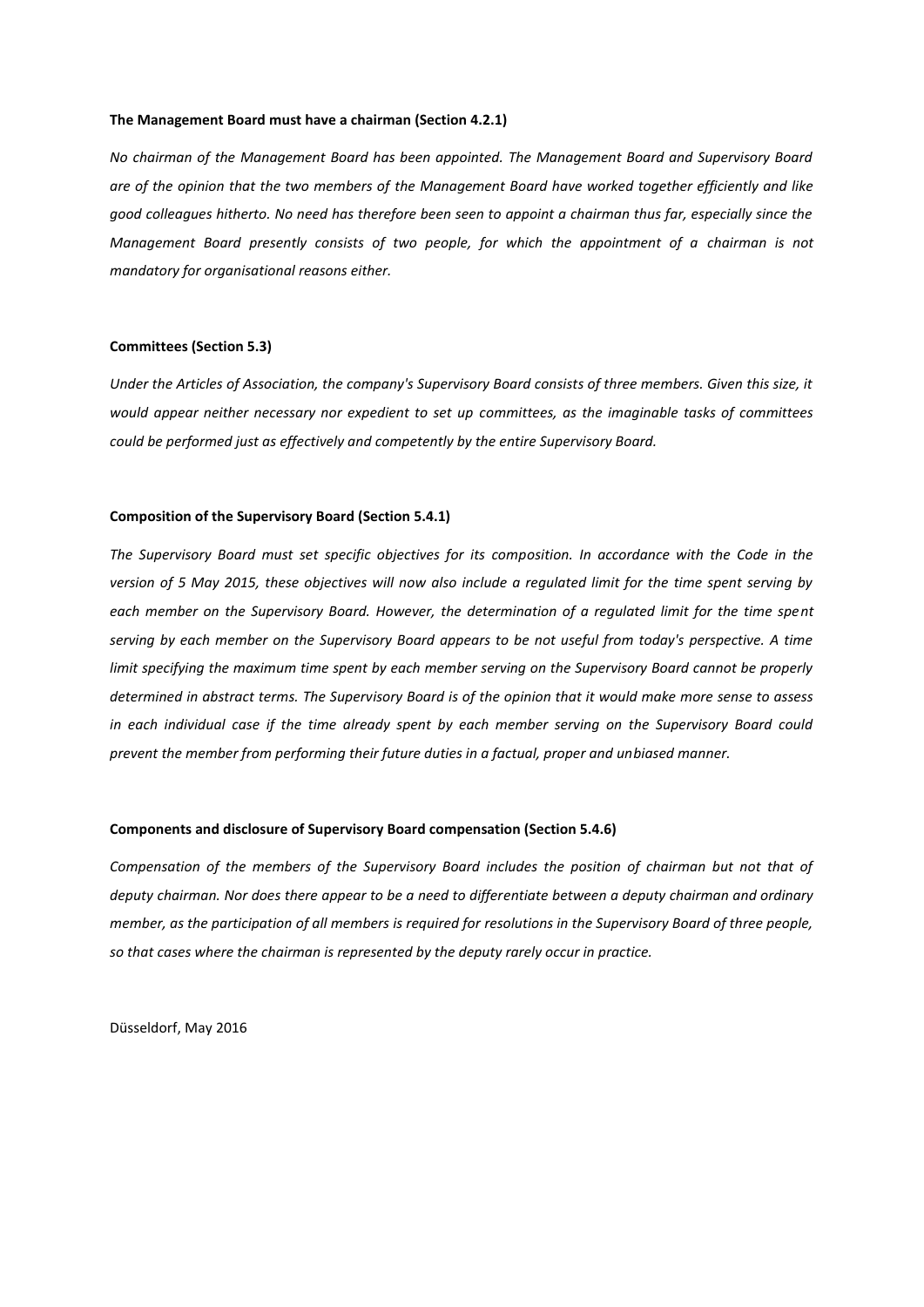**The Management Board must have a chairman (Section 4.2.1)**

*No chairman of the Management Board has been appointed. The Management Board and Supervisory Board are of the opinion that the two members of the Management Board have worked together efficiently and like good colleagues hitherto. No need has therefore been seen to appoint a chairman thus far, especially since the Management Board presently consists of two people, for which the appointment of a chairman is not mandatory for organisational reasons either.*

**Committees (Section 5.3)**

*Under the Articles of Association, the company's Supervisory Board consists of three members. Given this size, it would appear neither necessary nor expedient to set up committees, as the imaginable tasks of committees could be performed just as effectively and competently by the entire Supervisory Board.*

**Composition of the Supervisory Board (Section 5.4.1)**

*The Supervisory Board must set specific objectives for its composition. In accordance with the Code in the version of 5 May 2015, these objectives will now also include a regulated limit for the time spent serving by each member on the Supervisory Board. However, the determination of a regulated limit for the time spent serving by each member on the Supervisory Board appears to be not useful from today's perspective. A time limit specifying the maximum time spent by each member serving on the Supervisory Board cannot be properly determined in abstract terms. The Supervisory Board is of the opinion that it would make more sense to assess in each individual case if the time already spent by each member serving on the Supervisory Board could prevent the member from performing their future duties in a factual, proper and unbiased manner.*

**Components and disclosure of Supervisory Board compensation (Section 5.4.6)**

*Compensation of the members of the Supervisory Board includes the position of chairman but not that of deputy chairman. Nor does there appear to be a need to differentiate between a deputy chairman and ordinary member, as the participation of all members is required for resolutions in the Supervisory Board of three people, so that cases where the chairman is represented by the deputy rarely occur in practice.*

Düsseldorf, May 2016